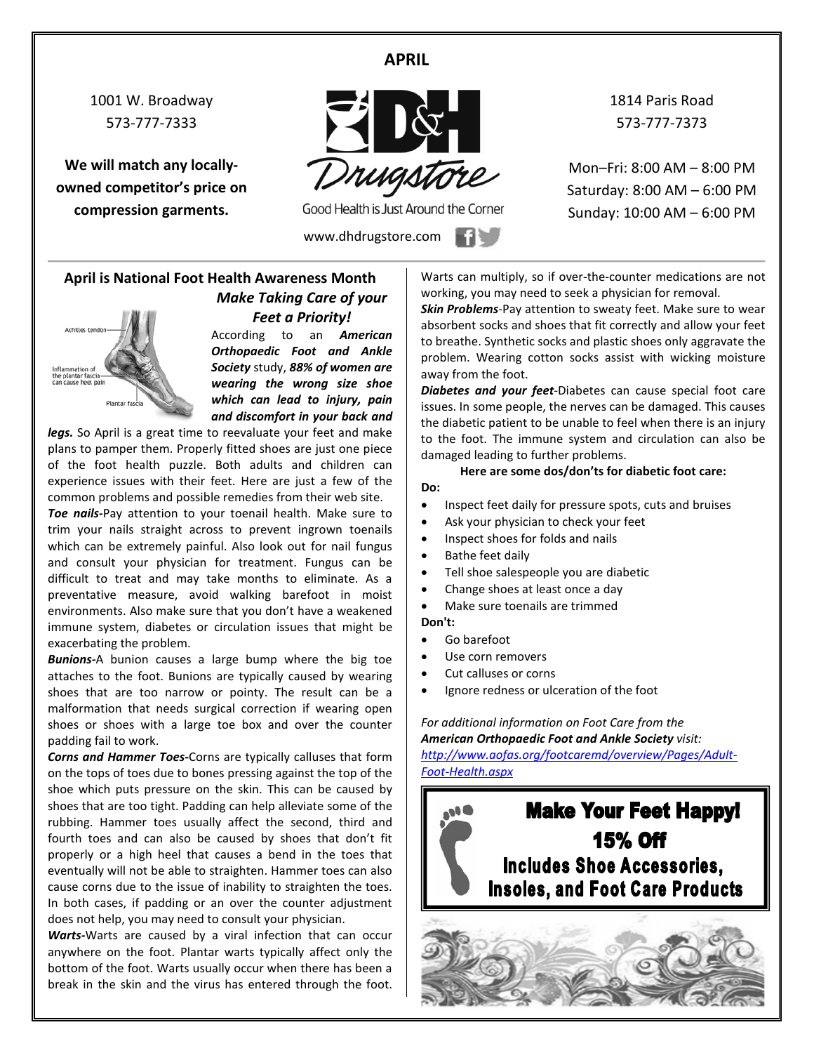# APRIL

1001 W. Broadway
573-777-7333

**We will match any locally-owned competitor's price on compression garments.**

D&H Drugstore
Good Health is Just Around the Corner
www.dhdrugstore.com

1814 Paris Road
573-777-7373

Mon–Fri: 8:00 AM – 8:00 PM
Saturday: 8:00 AM – 6:00 PM
Sunday: 10:00 AM – 6:00 PM

## April is National Foot Health Awareness Month

### *Make Taking Care of your Feet a Priority!*

Achilles tendon
Inflammation of the plantar fascia can cause heel pain
Plantar fascia

According to an ***American Orthopaedic Foot and Ankle Society*** study, ***88% of women are wearing the wrong size shoe which can lead to injury, pain and discomfort in your back and legs.*** So April is a great time to reevaluate your feet and make plans to pamper them. Properly fitted shoes are just one piece of the foot health puzzle. Both adults and children can experience issues with their feet. Here are just a few of the common problems and possible remedies from their web site.

***Toe nails-***Pay attention to your toenail health. Make sure to trim your nails straight across to prevent ingrown toenails which can be extremely painful. Also look out for nail fungus and consult your physician for treatment. Fungus can be difficult to treat and may take months to eliminate. As a preventative measure, avoid walking barefoot in moist environments. Also make sure that you don't have a weakened immune system, diabetes or circulation issues that might be exacerbating the problem.

***Bunions-***A bunion causes a large bump where the big toe attaches to the foot. Bunions are typically caused by wearing shoes that are too narrow or pointy. The result can be a malformation that needs surgical correction if wearing open shoes or shoes with a large toe box and over the counter padding fail to work.

***Corns and Hammer Toes-***Corns are typically calluses that form on the tops of toes due to bones pressing against the top of the shoe which puts pressure on the skin. This can be caused by shoes that are too tight. Padding can help alleviate some of the rubbing. Hammer toes usually affect the second, third and fourth toes and can also be caused by shoes that don't fit properly or a high heel that causes a bend in the toes that eventually will not be able to straighten. Hammer toes can also cause corns due to the issue of inability to straighten the toes. In both cases, if padding or an over the counter adjustment does not help, you may need to consult your physician.

***Warts-***Warts are caused by a viral infection that can occur anywhere on the foot. Plantar warts typically affect only the bottom of the foot. Warts usually occur when there has been a break in the skin and the virus has entered through the foot. Warts can multiply, so if over-the-counter medications are not working, you may need to seek a physician for removal.

***Skin Problems***-Pay attention to sweaty feet. Make sure to wear absorbent socks and shoes that fit correctly and allow your feet to breathe. Synthetic socks and plastic shoes only aggravate the problem. Wearing cotton socks assist with wicking moisture away from the foot.

***Diabetes and your feet***-Diabetes can cause special foot care issues. In some people, the nerves can be damaged. This causes the diabetic patient to be unable to feel when there is an injury to the foot. The immune system and circulation can also be damaged leading to further problems.

**Here are some dos/don'ts for diabetic foot care:**

**Do:**

- Inspect feet daily for pressure spots, cuts and bruises
- Ask your physician to check your feet
- Inspect shoes for folds and nails
- Bathe feet daily
- Tell shoe salespeople you are diabetic
- Change shoes at least once a day
- Make sure toenails are trimmed

**Don't:**

- Go barefoot
- Use corn removers
- Cut calluses or corns
- Ignore redness or ulceration of the foot

*For additional information on Foot Care from the* ***American Orthopaedic Foot and Ankle Society*** *visit:*
*http://www.aofas.org/footcaremd/overview/Pages/Adult-Foot-Health.aspx*

**Make Your Feet Happy!**
**15% Off**
**Includes Shoe Accessories, Insoles, and Foot Care Products**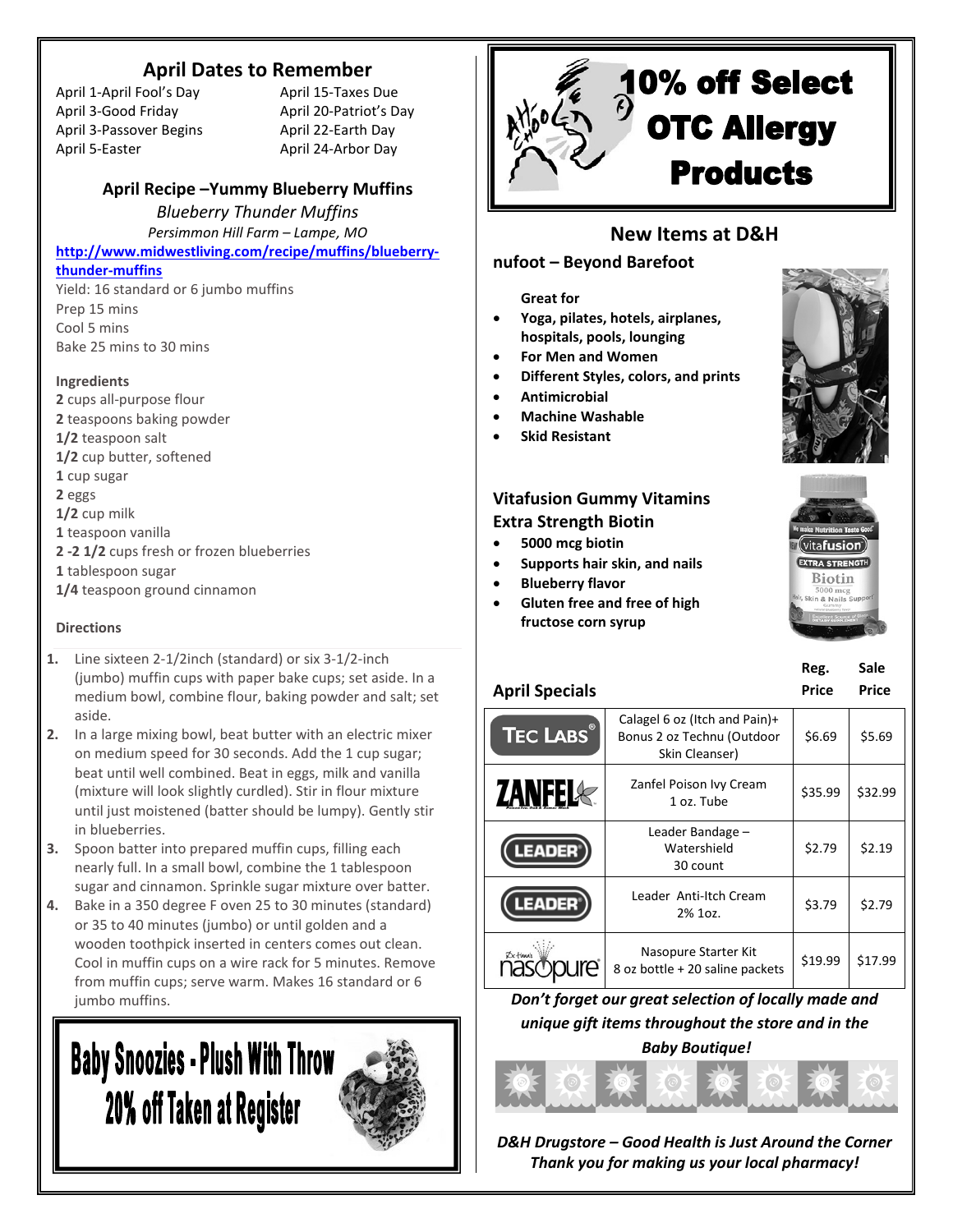## April Dates to Remember

April 1-April Fool's Day
April 3-Good Friday
April 3-Passover Begins
April 5-Easter
April 15-Taxes Due
April 20-Patriot's Day
April 22-Earth Day
April 24-Arbor Day

### April Recipe –Yummy Blueberry Muffins

*Blueberry Thunder Muffins*

*Persimmon Hill Farm – Lampe, MO*

http://www.midwestliving.com/recipe/muffins/blueberry-thunder-muffins

Yield: 16 standard or 6 jumbo muffins
Prep 15 mins
Cool 5 mins
Bake 25 mins to 30 mins

**Ingredients**

**2** cups all-purpose flour
**2** teaspoons baking powder
**1/2** teaspoon salt
**1/2** cup butter, softened
**1** cup sugar
**2** eggs
**1/2** cup milk
**1** teaspoon vanilla
**2 -2 1/2** cups fresh or frozen blueberries
**1** tablespoon sugar
**1/4** teaspoon ground cinnamon

**Directions**

1. Line sixteen 2-1/2inch (standard) or six 3-1/2-inch (jumbo) muffin cups with paper bake cups; set aside. In a medium bowl, combine flour, baking powder and salt; set aside.
2. In a large mixing bowl, beat butter with an electric mixer on medium speed for 30 seconds. Add the 1 cup sugar; beat until well combined. Beat in eggs, milk and vanilla (mixture will look slightly curdled). Stir in flour mixture until just moistened (batter should be lumpy). Gently stir in blueberries.
3. Spoon batter into prepared muffin cups, filling each nearly full. In a small bowl, combine the 1 tablespoon sugar and cinnamon. Sprinkle sugar mixture over batter.
4. Bake in a 350 degree F oven 25 to 30 minutes (standard) or 35 to 40 minutes (jumbo) or until golden and a wooden toothpick inserted in centers comes out clean. Cool in muffin cups on a wire rack for 5 minutes. Remove from muffin cups; serve warm. Makes 16 standard or 6 jumbo muffins.

**Baby Snoozies - Plush With Throw**
**20% off Taken at Register**

**10% off Select OTC Allergy Products**

## New Items at D&H

### nufoot – Beyond Barefoot

**Great for**

- **Yoga, pilates, hotels, airplanes, hospitals, pools, lounging**
- **For Men and Women**
- **Different Styles, colors, and prints**
- **Antimicrobial**
- **Machine Washable**
- **Skid Resistant**

### Vitafusion Gummy Vitamins Extra Strength Biotin

- **5000 mcg biotin**
- **Supports hair skin, and nails**
- **Blueberry flavor**
- **Gluten free and free of high fructose corn syrup**

### April Specials

| Brand | Product | Reg. Price | Sale Price |
|---|---|---|---|
| Tec Labs | Calagel 6 oz (Itch and Pain)+ Bonus 2 oz Technu (Outdoor Skin Cleanser) | $6.69 | $5.69 |
| Zanfel | Zanfel Poison Ivy Cream 1 oz. Tube | $35.99 | $32.99 |
| Leader | Leader Bandage – Watershield 30 count | $2.79 | $2.19 |
| Leader | Leader Anti-Itch Cream 2% 1oz. | $3.79 | $2.79 |
| Nasopure | Nasopure Starter Kit 8 oz bottle + 20 saline packets | $19.99 | $17.99 |

***Don't forget our great selection of locally made and unique gift items throughout the store and in the Baby Boutique!***

***D&H Drugstore – Good Health is Just Around the Corner***
***Thank you for making us your local pharmacy!***